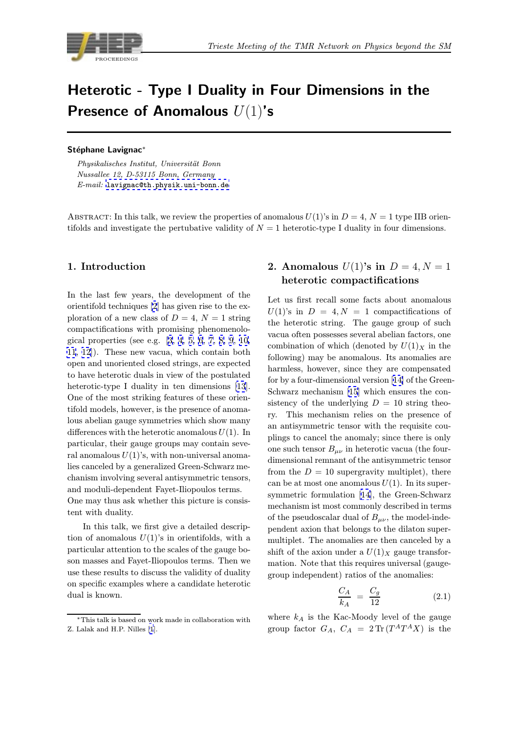# Heterotic - Type I Duality in Four Dimensions in the Presence of Anomalous $U(1)$'s

**Stéphane Lavignac***

*Physikalisches Institut, Universität Bonn*
*Nussallee 12, D-53115 Bonn, Germany*
*E-mail:* lavignac@th.physik.uni-bonn.de

Abstract: In this talk, we review the properties of anomalous $U(1)$'s in $D = 4$, $N = 1$ type IIB orientifolds and investigate the pertubative validity of $N = 1$ heterotic-type I duality in four dimensions.

## 1. Introduction

In the last few years, the development of the orientifold techniques [2] has given rise to the exploration of a new class of $D = 4$, $N = 1$ string compactifications with promising phenomenological properties (see e.g. [3, 4, 5, 6, 7, 8, 9, 10, 11, 12]). These new vacua, which contain both open and unoriented closed strings, are expected to have heterotic duals in view of the postulated heterotic-type I duality in ten dimensions [13]. One of the most striking features of these orientifold models, however, is the presence of anomalous abelian gauge symmetries which show many differences with the heterotic anomalous $U(1)$. In particular, their gauge groups may contain several anomalous $U(1)$'s, with non-universal anomalies canceled by a generalized Green-Schwarz mechanism involving several antisymmetric tensors, and moduli-dependent Fayet-Iliopoulos terms. One may thus ask whether this picture is consistent with duality.

In this talk, we first give a detailed description of anomalous $U(1)$'s in orientifolds, with a particular attention to the scales of the gauge boson masses and Fayet-Iliopoulos terms. Then we use these results to discuss the validity of duality on specific examples where a candidate heterotic dual is known.

## 2. Anomalous $U(1)$'s in $D = 4, N = 1$ heterotic compactifications

Let us first recall some facts about anomalous $U(1)$'s in $D = 4, N = 1$ compactifications of the heterotic string. The gauge group of such vacua often possesses several abelian factors, one combination of which (denoted by $U(1)_X$ in the following) may be anomalous. Its anomalies are harmless, however, since they are compensated for by a four-dimensional version [14] of the Green-Schwarz mechanism [15] which ensures the consistency of the underlying $D = 10$ string theory. This mechanism relies on the presence of an antisymmetric tensor with the requisite couplings to cancel the anomaly; since there is only one such tensor $B_{\mu\nu}$ in heterotic vacua (the four-dimensional remnant of the antisymmetric tensor from the $D = 10$ supergravity multiplet), there can be at most one anomalous $U(1)$. In its supersymmetric formulation [14], the Green-Schwarz mechanism ist most commonly described in terms of the pseudoscalar dual of $B_{\mu\nu}$, the model-independent axion that belongs to the dilaton supermultiplet. The anomalies are then canceled by a shift of the axion under a $U(1)_X$ gauge transformation. Note that this requires universal (gauge-group independent) ratios of the anomalies:

$$\frac{C_A}{k_A} = \frac{C_g}{12} \qquad (2.1)$$

where $k_A$ is the Kac-Moody level of the gauge group factor $G_A$, $C_A = 2\,\mathrm{Tr}\,(T^A T^A X)$ is the

*This talk is based on work made in collaboration with Z. Lalak and H.P. Nilles [1].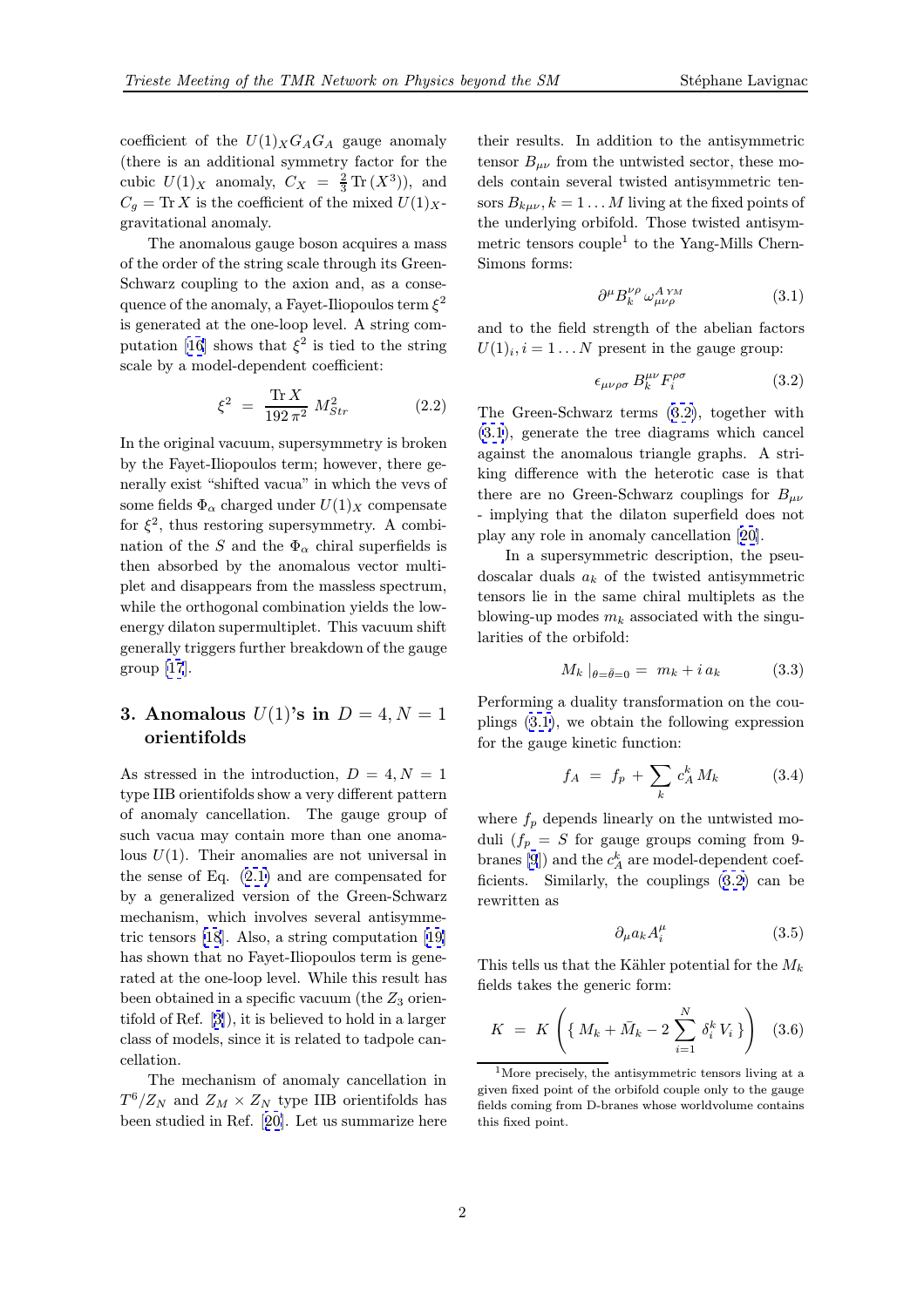coefficient of the $U(1)_X G_A G_A$ gauge anomaly (there is an additional symmetry factor for the cubic $U(1)_X$ anomaly, $C_X = \frac{2}{3}\,\mathrm{Tr}\,(X^3)$), and $C_g = \mathrm{Tr}\,X$ is the coefficient of the mixed $U(1)_X$-gravitational anomaly.

The anomalous gauge boson acquires a mass of the order of the string scale through its Green-Schwarz coupling to the axion and, as a consequence of the anomaly, a Fayet-Iliopoulos term $\xi^2$ is generated at the one-loop level. A string computation [16] shows that $\xi^2$ is tied to the string scale by a model-dependent coefficient:

$$\xi^2 \;=\; \frac{\mathrm{Tr}\,X}{192\,\pi^2}\;M^2_{Str} \tag{2.2}$$

In the original vacuum, supersymmetry is broken by the Fayet-Iliopoulos term; however, there generally exist "shifted vacua" in which the vevs of some fields $\Phi_\alpha$ charged under $U(1)_X$ compensate for $\xi^2$, thus restoring supersymmetry. A combination of the $S$ and the $\Phi_\alpha$ chiral superfields is then absorbed by the anomalous vector multiplet and disappears from the massless spectrum, while the orthogonal combination yields the low-energy dilaton supermultiplet. This vacuum shift generally triggers further breakdown of the gauge group [17].

## 3. Anomalous $U(1)$'s in $D = 4, N = 1$ orientifolds

As stressed in the introduction, $D = 4, N = 1$ type IIB orientifolds show a very different pattern of anomaly cancellation. The gauge group of such vacua may contain more than one anomalous $U(1)$. Their anomalies are not universal in the sense of Eq. (2.1) and are compensated for by a generalized version of the Green-Schwarz mechanism, which involves several antisymmetric tensors [18]. Also, a string computation [19] has shown that no Fayet-Iliopoulos term is generated at the one-loop level. While this result has been obtained in a specific vacuum (the $Z_3$ orientifold of Ref. [3]), it is believed to hold in a larger class of models, since it is related to tadpole cancellation.

The mechanism of anomaly cancellation in $T^6/Z_N$ and $Z_M \times Z_N$ type IIB orientifolds has been studied in Ref. [20]. Let us summarize here their results. In addition to the antisymmetric tensor $B_{\mu\nu}$ from the untwisted sector, these models contain several twisted antisymmetric tensors $B_{k\mu\nu}, k = 1 \dots M$ living at the fixed points of the underlying orbifold. Those twisted antisymmetric tensors couple[1] to the Yang-Mills Chern-Simons forms:

$$\partial^\mu B_k^{\nu\rho}\,\omega^{A\;YM}_{\mu\nu\rho} \tag{3.1}$$

and to the field strength of the abelian factors $U(1)_i, i = 1 \dots N$ present in the gauge group:

$$\epsilon_{\mu\nu\rho\sigma}\,B_k^{\mu\nu}F_i^{\rho\sigma} \tag{3.2}$$

The Green-Schwarz terms (3.2), together with (3.1), generate the tree diagrams which cancel against the anomalous triangle graphs. A striking difference with the heterotic case is that there are no Green-Schwarz couplings for $B_{\mu\nu}$ - implying that the dilaton superfield does not play any role in anomaly cancellation [20].

In a supersymmetric description, the pseudoscalar duals $a_k$ of the twisted antisymmetric tensors lie in the same chiral multiplets as the blowing-up modes $m_k$ associated with the singularities of the orbifold:

$$M_k\mid_{\theta=\bar\theta=0} \;=\; m_k + i\,a_k \tag{3.3}$$

Performing a duality transformation on the couplings (3.1), we obtain the following expression for the gauge kinetic function:

$$f_A \;=\; f_p + \sum_k c^k_A\,M_k \tag{3.4}$$

where $f_p$ depends linearly on the untwisted moduli ($f_p = S$ for gauge groups coming from 9-branes [9]) and the $c^k_A$ are model-dependent coefficients. Similarly, the couplings (3.2) can be rewritten as

$$\partial_\mu a_k A^\mu_i \tag{3.5}$$

This tells us that the Kähler potential for the $M_k$ fields takes the generic form:

$$K \;=\; K\left(\{\,M_k + \bar M_k - 2\sum_{i=1}^N \delta^k_i\,V_i\,\}\right) \tag{3.6}$$

[1] More precisely, the antisymmetric tensors living at a given fixed point of the orbifold couple only to the gauge fields coming from D-branes whose worldvolume contains this fixed point.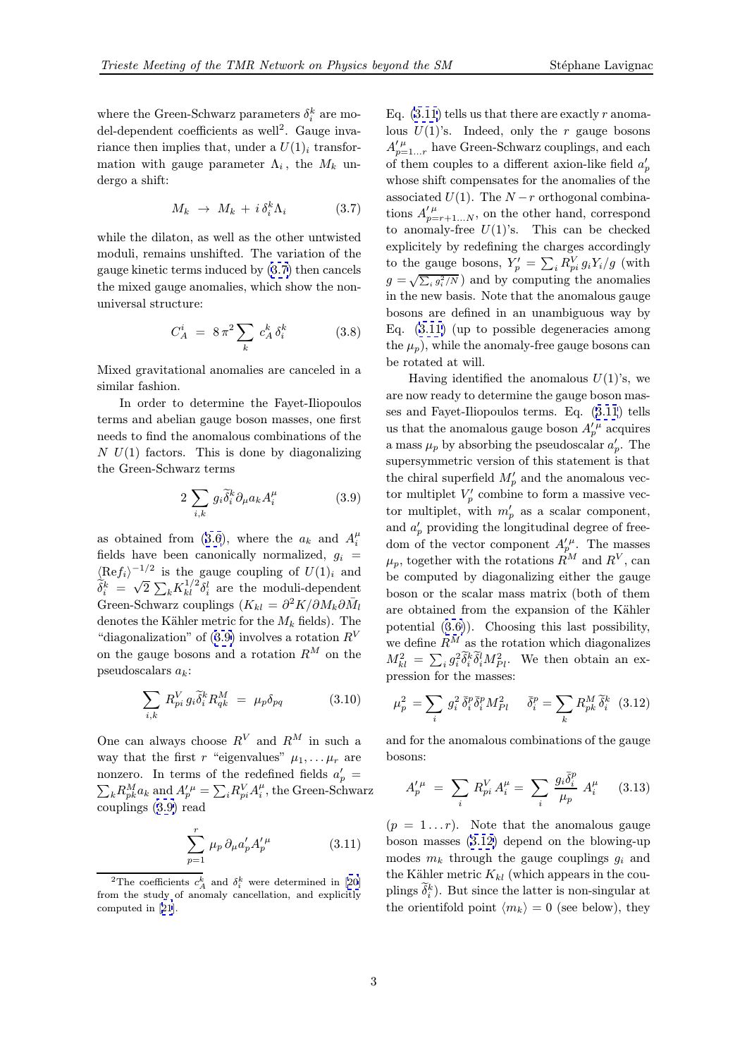where the Green-Schwarz parameters $\delta_i^k$ are model-dependent coefficients as well[2]. Gauge invariance then implies that, under a $U(1)_i$ transformation with gauge parameter $\Lambda_i$, the $M_k$ undergo a shift:

$$M_k \;\to\; M_k \,+\, i\,\delta_i^k \Lambda_i \tag{3.7}$$

while the dilaton, as well as the other untwisted moduli, remains unshifted. The variation of the gauge kinetic terms induced by (3.7) then cancels the mixed gauge anomalies, which show the non-universal structure:

$$C_A^i \;=\; 8\,\pi^2 \sum_k \, c_A^k \, \delta_i^k \tag{3.8}$$

Mixed gravitational anomalies are canceled in a similar fashion.

In order to determine the Fayet-Iliopoulos terms and abelian gauge boson masses, one first needs to find the anomalous combinations of the $N$ $U(1)$ factors. This is done by diagonalizing the Green-Schwarz terms

$$2 \sum_{i,k} g_i \widetilde{\delta}_i^k \partial_\mu a_k A_i^\mu \tag{3.9}$$

as obtained from (3.6), where the $a_k$ and $A_i^\mu$ fields have been canonically normalized, $g_i = \langle \mathrm{Re} f_i \rangle^{-1/2}$ is the gauge coupling of $U(1)_i$ and $\widetilde{\delta}_i^k = \sqrt{2}\sum_k K_{kl}^{1/2} \delta_i^l$ are the moduli-dependent Green-Schwarz couplings ($K_{kl} = \partial^2 K / \partial M_k \partial \bar{M}_l$ denotes the Kähler metric for the $M_k$ fields). The "diagonalization" of (3.9) involves a rotation $R^V$ on the gauge bosons and a rotation $R^M$ on the pseudoscalars $a_k$:

$$\sum_{i,k} R_{pi}^V \, g_i \widetilde{\delta}_i^k R_{qk}^M \;=\; \mu_p \delta_{pq} \tag{3.10}$$

One can always choose $R^V$ and $R^M$ in such a way that the first $r$ "eigenvalues" $\mu_1, \ldots \mu_r$ are nonzero. In terms of the redefined fields $a'_p = \sum_k R_{pk}^M a_k$ and $A'^\mu_p = \sum_i R_{pi}^V A_i^\mu$, the Green-Schwarz couplings (3.9) read

$$\sum_{p=1}^{r} \mu_p \, \partial_\mu a'_p A'^\mu_p \tag{3.11}$$

Eq. (3.11) tells us that there are exactly $r$ anomalous $U(1)$'s. Indeed, only the $r$ gauge bosons $A'^\mu_{p=1\ldots r}$ have Green-Schwarz couplings, and each of them couples to a different axion-like field $a'_p$ whose shift compensates for the anomalies of the associated $U(1)$. The $N-r$ orthogonal combinations $A'^\mu_{p=r+1\ldots N}$, on the other hand, correspond to anomaly-free $U(1)$'s. This can be checked explicitely by redefining the charges accordingly to the gauge bosons, $Y'_p = \sum_i R_{pi}^V \, g_i Y_i / g$ (with $g = \sqrt{\sum_i g_i^2 / N}$) and by computing the anomalies in the new basis. Note that the anomalous gauge bosons are defined in an unambiguous way by Eq. (3.11) (up to possible degeneracies among the $\mu_p$), while the anomaly-free gauge bosons can be rotated at will.

Having identified the anomalous $U(1)$'s, we are now ready to determine the gauge boson masses and Fayet-Iliopoulos terms. Eq. (3.11) tells us that the anomalous gauge boson $A'^\mu_p$ acquires a mass $\mu_p$ by absorbing the pseudoscalar $a'_p$. The supersymmetric version of this statement is that the chiral superfield $M'_p$ and the anomalous vector multiplet $V'_p$ combine to form a massive vector multiplet, with $m'_p$ as a scalar component, and $a'_p$ providing the longitudinal degree of freedom of the vector component $A'^\mu_p$. The masses $\mu_p$, together with the rotations $R^M$ and $R^V$, can be computed by diagonalizing either the gauge boson or the scalar mass matrix (both of them are obtained from the expansion of the Kähler potential (3.6)). Choosing this last possibility, we define $R^M$ as the rotation which diagonalizes $M_{kl}^2 = \sum_i g_i^2 \widetilde{\delta}_i^k \widetilde{\delta}_i^l M_{Pl}^2$. We then obtain an expression for the masses:

$$\mu_p^2 = \sum_i \, g_i^2 \, \bar{\delta}_i^p \bar{\delta}_i^p M_{Pl}^2 \qquad \bar{\delta}_i^p = \sum_k R_{pk}^M \, \widetilde{\delta}_i^k \tag{3.12}$$

and for the anomalous combinations of the gauge bosons:

$$A'^\mu_p \;=\; \sum_i \, R_{pi}^V \, A_i^\mu = \sum_i \, \frac{g_i \bar{\delta}_i^p}{\mu_p} \; A_i^\mu \tag{3.13}$$

($p = 1 \ldots r$). Note that the anomalous gauge boson masses (3.12) depend on the blowing-up modes $m_k$ through the gauge couplings $g_i$ and the Kähler metric $K_{kl}$ (which appears in the couplings $\widetilde{\delta}_i^k$). But since the latter is non-singular at the orientifold point $\langle m_k \rangle = 0$ (see below), they

---

[2] The coefficients $c_A^k$ and $\delta_i^k$ were determined in [20] from the study of anomaly cancellation, and explicitly computed in [21].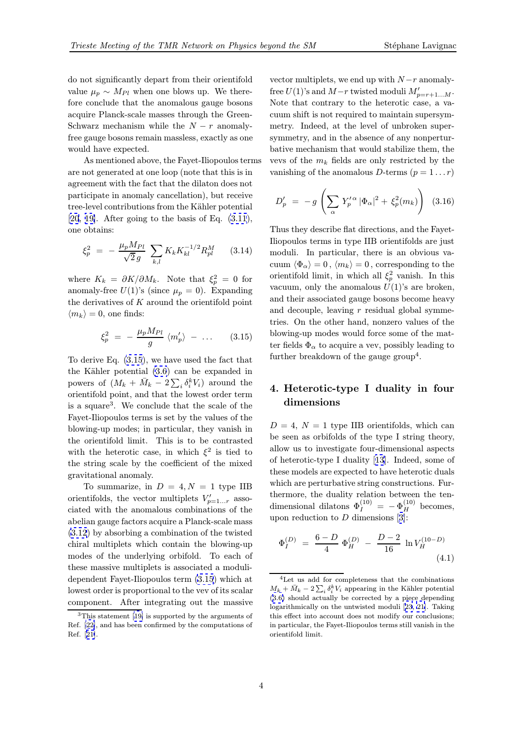do not significantly depart from their orientifold value $\mu_p \sim M_{Pl}$ when one blows up. We therefore conclude that the anomalous gauge bosons acquire Planck-scale masses through the Green-Schwarz mechanism while the $N - r$ anomaly-free gauge bosons remain massless, exactly as one would have expected.

As mentioned above, the Fayet-Iliopoulos terms are not generated at one loop (note that this is in agreement with the fact that the dilaton does not participate in anomaly cancellation), but receive tree-level contributions from the Kähler potential [20, 19]. After going to the basis of Eq. (3.11), one obtains:

$$\xi_p^2 \;=\; -\,\frac{\mu_p M_{Pl}}{\sqrt{2}\,g}\,\sum_{k,l} K_k K_{kl}^{-1/2} R_{pl}^M \qquad (3.14)$$

where $K_k = \partial K / \partial M_k$. Note that $\xi_p^2 = 0$ for anomaly-free $U(1)$'s (since $\mu_p = 0$). Expanding the derivatives of $K$ around the orientifold point $\langle m_k \rangle = 0$, one finds:

$$\xi_p^2 \;=\; -\,\frac{\mu_p M_{Pl}}{g}\,\langle m'_p \rangle \;-\; \ldots \qquad (3.15)$$

To derive Eq. (3.15), we have used the fact that the Kähler potential (3.6) can be expanded in powers of $(M_k + \bar{M}_k - 2\sum_i \delta_i^k V_i)$ around the orientifold point, and that the lowest order term is a square[3]. We conclude that the scale of the Fayet-Iliopoulos terms is set by the values of the blowing-up modes; in particular, they vanish in the orientifold limit. This is to be contrasted with the heterotic case, in which $\xi^2$ is tied to the string scale by the coefficient of the mixed gravitational anomaly.

To summarize, in $D = 4, N = 1$ type IIB orientifolds, the vector multiplets $V'_{p=1\ldots r}$ associated with the anomalous combinations of the abelian gauge factors acquire a Planck-scale mass (3.12) by absorbing a combination of the twisted chiral multiplets which contain the blowing-up modes of the underlying orbifold. To each of these massive multiplets is associated a moduli-dependent Fayet-Iliopoulos term (3.15) which at lowest order is proportional to the vev of its scalar component. After integrating out the massive vector multiplets, we end up with $N - r$ anomaly-free $U(1)$'s and $M - r$ twisted moduli $M'_{p=r+1\ldots M}$. Note that contrary to the heterotic case, a vacuum shift is not required to maintain supersymmetry. Indeed, at the level of unbroken supersymmetry, and in the absence of any nonperturbative mechanism that would stabilize them, the vevs of the $m_k$ fields are only restricted by the vanishing of the anomalous $D$-terms ($p = 1 \ldots r$)

$$D'_p \;=\; -\,g\,\left( \sum_\alpha\, Y'^{\,\alpha}_p\, |\Phi_\alpha|^2 \,+\, \xi_p^2(m_k) \right) \qquad (3.16)$$

Thus they describe flat directions, and the Fayet-Iliopoulos terms in type IIB orientifolds are just moduli. In particular, there is an obvious vacuum $\langle \Phi_\alpha \rangle = 0$, $\langle m_k \rangle = 0$, corresponding to the orientifold limit, in which all $\xi_p^2$ vanish. In this vacuum, only the anomalous $U(1)$'s are broken, and their associated gauge bosons become heavy and decouple, leaving $r$ residual global symmetries. On the other hand, nonzero values of the blowing-up modes would force some of the matter fields $\Phi_\alpha$ to acquire a vev, possibly leading to further breakdown of the gauge group[4].

## 4. Heterotic-type I duality in four dimensions

$D = 4$, $N = 1$ type IIB orientifolds, which can be seen as orbifolds of the type I string theory, allow us to investigate four-dimensional aspects of heterotic-type I duality [13]. Indeed, some of these models are expected to have heterotic duals which are perturbative string constructions. Furthermore, the duality relation between the ten-dimensional dilatons $\Phi_I^{(10)} = -\,\Phi_H^{(10)}$ becomes, upon reduction to $D$ dimensions [3]:

$$\Phi_I^{(D)} \;=\; \frac{6-D}{4}\;\Phi_H^{(D)} \;-\; \frac{D-2}{16}\;\ln V_H^{(10-D)} \qquad (4.1)$$

---

[3] This statement [19] is supported by the arguments of Ref. [22], and has been confirmed by the computations of Ref. [21].

[4] Let us add for completeness that the combinations $M_k + \bar{M}_k - 2\sum_i \delta_i^k V_i$ appearing in the Kähler potential (3.6) should actually be corrected by a piece depending logarithmically on the untwisted moduli [23, 21]. Taking this effect into account does not modify our conclusions; in particular, the Fayet-Iliopoulos terms still vanish in the orientifold limit.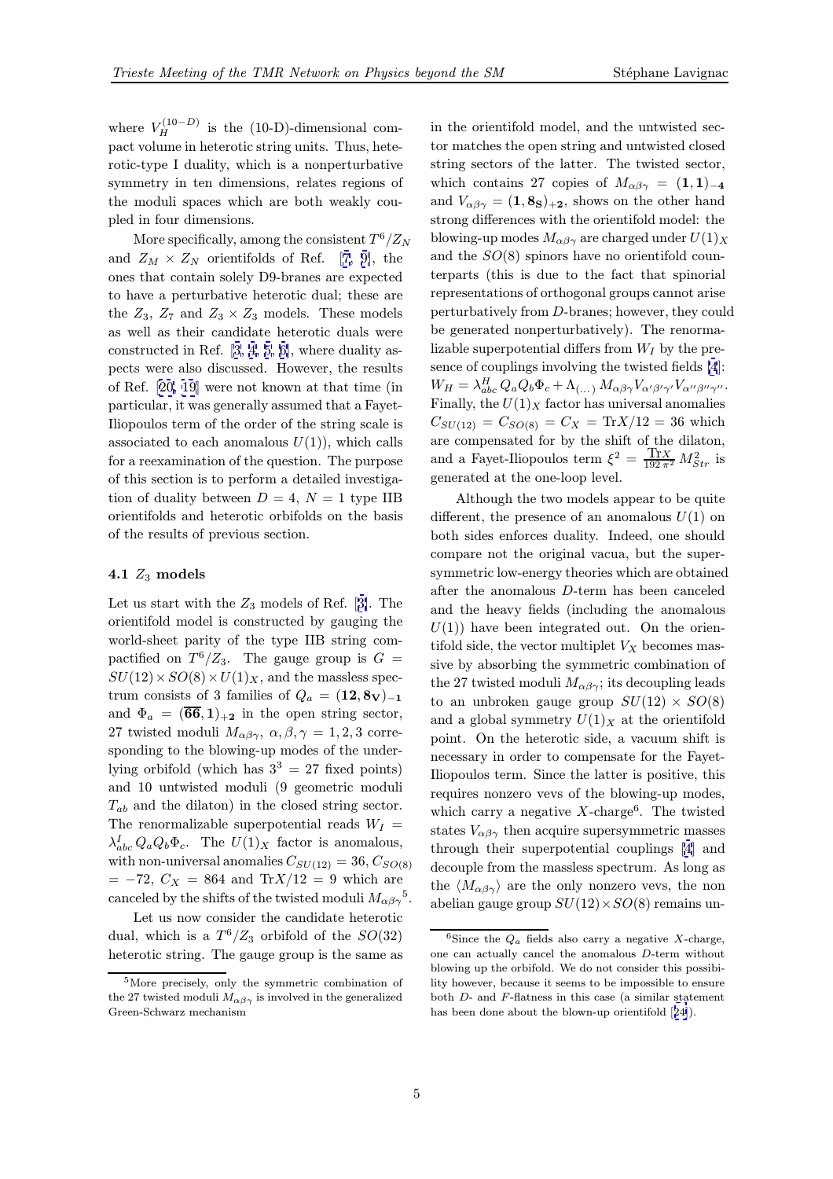where $V_H^{(10-D)}$ is the (10-D)-dimensional compact volume in heterotic string units. Thus, heterotic-type I duality, which is a nonperturbative symmetry in ten dimensions, relates regions of the moduli spaces which are both weakly coupled in four dimensions.

More specifically, among the consistent $T^6/Z_N$ and $Z_M \times Z_N$ orientifolds of Ref. [7, 9], the ones that contain solely D9-branes are expected to have a perturbative heterotic dual; these are the $Z_3$, $Z_7$ and $Z_3 \times Z_3$ models. These models as well as their candidate heterotic duals were constructed in Ref. [3, 4, 5, 6], where duality aspects were also discussed. However, the results of Ref. [20, 19] were not known at that time (in particular, it was generally assumed that a Fayet-Iliopoulos term of the order of the string scale is associated to each anomalous $U(1)$), which calls for a reexamination of the question. The purpose of this section is to perform a detailed investigation of duality between $D = 4$, $N = 1$ type IIB orientifolds and heterotic orbifolds on the basis of the results of previous section.

### 4.1 $Z_3$ models

Let us start with the $Z_3$ models of Ref. [3]. The orientifold model is constructed by gauging the world-sheet parity of the type IIB string compactified on $T^6/Z_3$. The gauge group is $G = SU(12) \times SO(8) \times U(1)_X$, and the massless spectrum consists of 3 families of $Q_a = (\mathbf{12}, \mathbf{8_V})_{-\mathbf{1}}$ and $\Phi_a = (\overline{\mathbf{66}}, \mathbf{1})_{+\mathbf{2}}$ in the open string sector, 27 twisted moduli $M_{\alpha\beta\gamma}$, $\alpha, \beta, \gamma = 1, 2, 3$ corresponding to the blowing-up modes of the underlying orbifold (which has $3^3 = 27$ fixed points) and 10 untwisted moduli (9 geometric moduli $T_{ab}$ and the dilaton) in the closed string sector. The renormalizable superpotential reads $W_I = \lambda^I_{abc}\, Q_a Q_b \Phi_c$. The $U(1)_X$ factor is anomalous, with non-universal anomalies $C_{SU(12)} = 36$, $C_{SO(8)} = -72$, $C_X = 864$ and $\mathrm{Tr}X/12 = 9$ which are canceled by the shifts of the twisted moduli $M_{\alpha\beta\gamma}$[5].

Let us now consider the candidate heterotic dual, which is a $T^6/Z_3$ orbifold of the $SO(32)$ heterotic string. The gauge group is the same as in the orientifold model, and the untwisted sector matches the open string and untwisted closed string sectors of the latter. The twisted sector, which contains 27 copies of $M_{\alpha\beta\gamma} = (\mathbf{1}, \mathbf{1})_{-\mathbf{4}}$ and $V_{\alpha\beta\gamma} = (\mathbf{1}, \mathbf{8_S})_{+\mathbf{2}}$, shows on the other hand strong differences with the orientifold model: the blowing-up modes $M_{\alpha\beta\gamma}$ are charged under $U(1)_X$ and the $SO(8)$ spinors have no orientifold counterparts (this is due to the fact that spinorial representations of orthogonal groups cannot arise perturbatively from $D$-branes; however, they could be generated nonperturbatively). The renormalizable superpotential differs from $W_I$ by the presence of couplings involving the twisted fields [4]: $W_H = \lambda^H_{abc}\, Q_a Q_b \Phi_c + \Lambda_{(\ldots)}\, M_{\alpha\beta\gamma} V_{\alpha'\beta'\gamma'} V_{\alpha''\beta''\gamma''}$. Finally, the $U(1)_X$ factor has universal anomalies $C_{SU(12)} = C_{SO(8)} = C_X = \mathrm{Tr}X/12 = 36$ which are compensated for by the shift of the dilaton, and a Fayet-Iliopoulos term $\xi^2 = \frac{\mathrm{Tr}X}{192\,\pi^2}\, M^2_{Str}$ is generated at the one-loop level.

Although the two models appear to be quite different, the presence of an anomalous $U(1)$ on both sides enforces duality. Indeed, one should compare not the original vacua, but the supersymmetric low-energy theories which are obtained after the anomalous $D$-term has been canceled and the heavy fields (including the anomalous $U(1)$) have been integrated out. On the orientifold side, the vector multiplet $V_X$ becomes massive by absorbing the symmetric combination of the 27 twisted moduli $M_{\alpha\beta\gamma}$; its decoupling leads to an unbroken gauge group $SU(12) \times SO(8)$ and a global symmetry $U(1)_X$ at the orientifold point. On the heterotic side, a vacuum shift is necessary in order to compensate for the Fayet-Iliopoulos term. Since the latter is positive, this requires nonzero vevs of the blowing-up modes, which carry a negative $X$-charge[6]. The twisted states $V_{\alpha\beta\gamma}$ then acquire supersymmetric masses through their superpotential couplings [4] and decouple from the massless spectrum. As long as the $\langle M_{\alpha\beta\gamma}\rangle$ are the only nonzero vevs, the non abelian gauge group $SU(12) \times SO(8)$ remains un-

[5] More precisely, only the symmetric combination of the 27 twisted moduli $M_{\alpha\beta\gamma}$ is involved in the generalized Green-Schwarz mechanism

[6] Since the $Q_a$ fields also carry a negative $X$-charge, one can actually cancel the anomalous $D$-term without blowing up the orbifold. We do not consider this possibility however, because it seems to be impossible to ensure both $D$- and $F$-flatness in this case (a similar statement has been done about the blown-up orientifold [24]).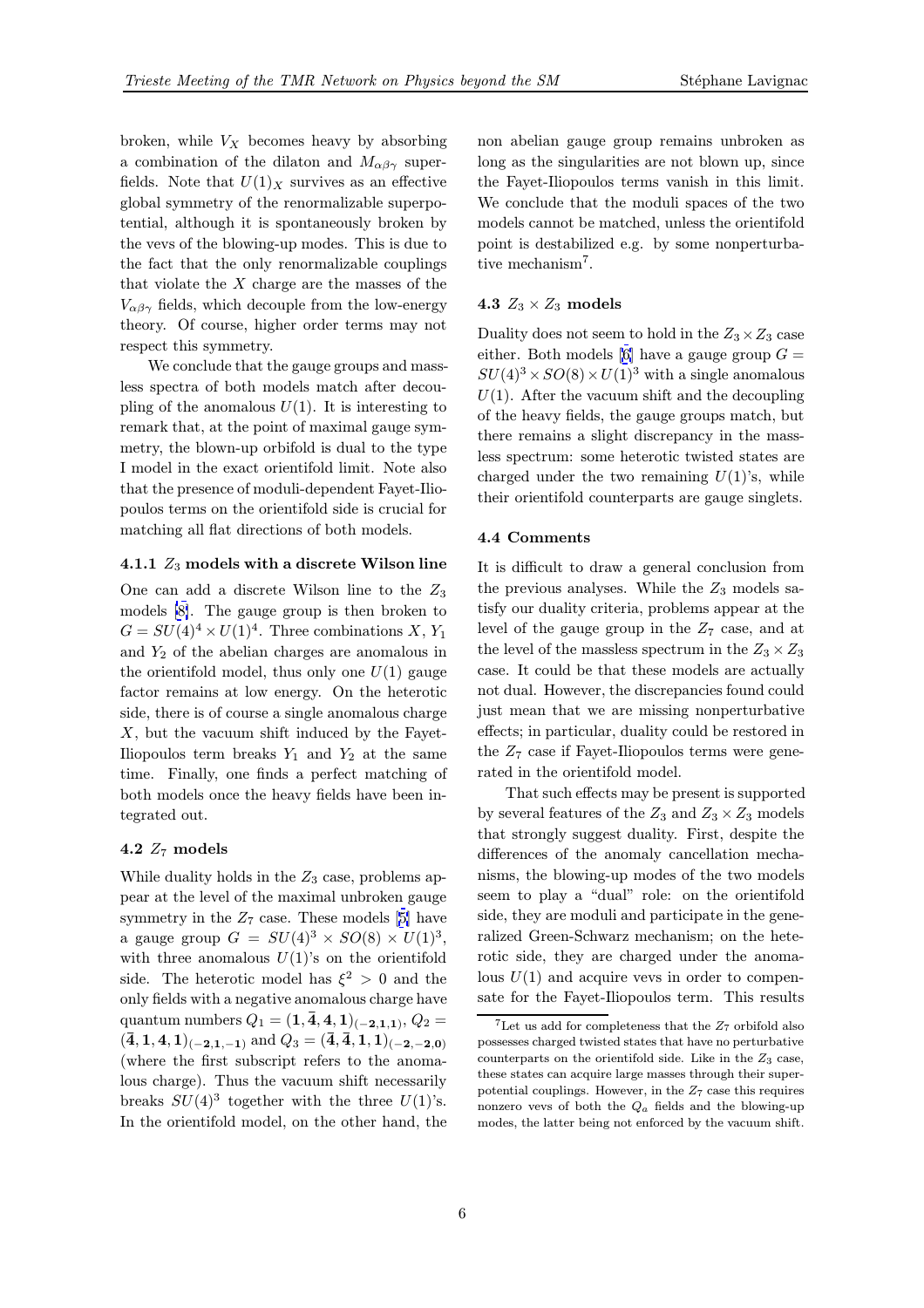broken, while $V_X$ becomes heavy by absorbing a combination of the dilaton and $M_{\alpha\beta\gamma}$ superfields. Note that $U(1)_X$ survives as an effective global symmetry of the renormalizable superpotential, although it is spontaneously broken by the vevs of the blowing-up modes. This is due to the fact that the only renormalizable couplings that violate the $X$ charge are the masses of the $V_{\alpha\beta\gamma}$ fields, which decouple from the low-energy theory. Of course, higher order terms may not respect this symmetry.

We conclude that the gauge groups and massless spectra of both models match after decoupling of the anomalous $U(1)$. It is interesting to remark that, at the point of maximal gauge symmetry, the blown-up orbifold is dual to the type I model in the exact orientifold limit. Note also that the presence of moduli-dependent Fayet-Iliopoulos terms on the orientifold side is crucial for matching all flat directions of both models.

#### 4.1.1 $Z_3$ models with a discrete Wilson line

One can add a discrete Wilson line to the $Z_3$ models [8]. The gauge group is then broken to $G = SU(4)^4 \times U(1)^4$. Three combinations $X$, $Y_1$ and $Y_2$ of the abelian charges are anomalous in the orientifold model, thus only one $U(1)$ gauge factor remains at low energy. On the heterotic side, there is of course a single anomalous charge $X$, but the vacuum shift induced by the Fayet-Iliopoulos term breaks $Y_1$ and $Y_2$ at the same time. Finally, one finds a perfect matching of both models once the heavy fields have been integrated out.

### 4.2 $Z_7$ models

While duality holds in the $Z_3$ case, problems appear at the level of the maximal unbroken gauge symmetry in the $Z_7$ case. These models [5] have a gauge group $G = SU(4)^3 \times SO(8) \times U(1)^3$, with three anomalous $U(1)$'s on the orientifold side. The heterotic model has $\xi^2 > 0$ and the only fields with a negative anomalous charge have quantum numbers $Q_1 = (\mathbf{1}, \bar{\mathbf{4}}, \mathbf{4}, \mathbf{1})_{(-\mathbf{2},\mathbf{1},\mathbf{1})}$, $Q_2 = (\bar{\mathbf{4}}, \mathbf{1}, \mathbf{4}, \mathbf{1})_{(-\mathbf{2},\mathbf{1},-\mathbf{1})}$ and $Q_3 = (\bar{\mathbf{4}}, \bar{\mathbf{4}}, \mathbf{1}, \mathbf{1})_{(-\mathbf{2},-\mathbf{2},\mathbf{0})}$ (where the first subscript refers to the anomalous charge). Thus the vacuum shift necessarily breaks $SU(4)^3$ together with the three $U(1)$'s. In the orientifold model, on the other hand, the non abelian gauge group remains unbroken as long as the singularities are not blown up, since the Fayet-Iliopoulos terms vanish in this limit. We conclude that the moduli spaces of the two models cannot be matched, unless the orientifold point is destabilized e.g. by some nonperturbative mechanism[7].

### 4.3 $Z_3 \times Z_3$ models

Duality does not seem to hold in the $Z_3 \times Z_3$ case either. Both models [6] have a gauge group $G = SU(4)^3 \times SO(8) \times U(1)^3$ with a single anomalous $U(1)$. After the vacuum shift and the decoupling of the heavy fields, the gauge groups match, but there remains a slight discrepancy in the massless spectrum: some heterotic twisted states are charged under the two remaining $U(1)$'s, while their orientifold counterparts are gauge singlets.

### 4.4 Comments

It is difficult to draw a general conclusion from the previous analyses. While the $Z_3$ models satisfy our duality criteria, problems appear at the level of the gauge group in the $Z_7$ case, and at the level of the massless spectrum in the $Z_3 \times Z_3$ case. It could be that these models are actually not dual. However, the discrepancies found could just mean that we are missing nonperturbative effects; in particular, duality could be restored in the $Z_7$ case if Fayet-Iliopoulos terms were generated in the orientifold model.

That such effects may be present is supported by several features of the $Z_3$ and $Z_3 \times Z_3$ models that strongly suggest duality. First, despite the differences of the anomaly cancellation mechanisms, the blowing-up modes of the two models seem to play a "dual" role: on the orientifold side, they are moduli and participate in the generalized Green-Schwarz mechanism; on the heterotic side, they are charged under the anomalous $U(1)$ and acquire vevs in order to compensate for the Fayet-Iliopoulos term. This results

[7] Let us add for completeness that the $Z_7$ orbifold also possesses charged twisted states that have no perturbative counterparts on the orientifold side. Like in the $Z_3$ case, these states can acquire large masses through their superpotential couplings. However, in the $Z_7$ case this requires nonzero vevs of both the $Q_a$ fields and the blowing-up modes, the latter being not enforced by the vacuum shift.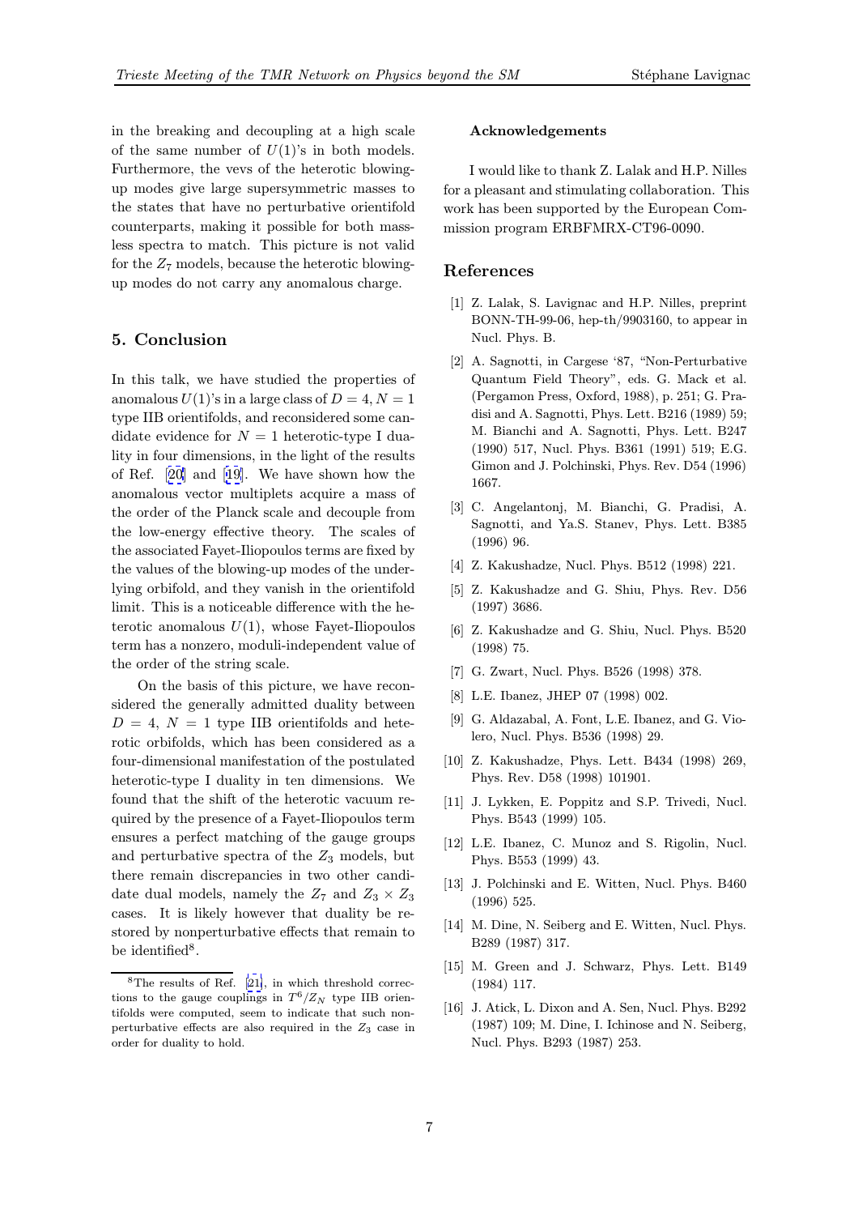in the breaking and decoupling at a high scale of the same number of $U(1)$'s in both models. Furthermore, the vevs of the heterotic blowing-up modes give large supersymmetric masses to the states that have no perturbative orientifold counterparts, making it possible for both massless spectra to match. This picture is not valid for the $Z_7$ models, because the heterotic blowing-up modes do not carry any anomalous charge.

## 5. Conclusion

In this talk, we have studied the properties of anomalous $U(1)$'s in a large class of $D = 4, N = 1$ type IIB orientifolds, and reconsidered some candidate evidence for $N = 1$ heterotic-type I duality in four dimensions, in the light of the results of Ref. [20] and [19]. We have shown how the anomalous vector multiplets acquire a mass of the order of the Planck scale and decouple from the low-energy effective theory. The scales of the associated Fayet-Iliopoulos terms are fixed by the values of the blowing-up modes of the underlying orbifold, and they vanish in the orientifold limit. This is a noticeable difference with the heterotic anomalous $U(1)$, whose Fayet-Iliopoulos term has a nonzero, moduli-independent value of the order of the string scale.

On the basis of this picture, we have reconsidered the generally admitted duality between $D = 4$, $N = 1$ type IIB orientifolds and heterotic orbifolds, which has been considered as a four-dimensional manifestation of the postulated heterotic-type I duality in ten dimensions. We found that the shift of the heterotic vacuum required by the presence of a Fayet-Iliopoulos term ensures a perfect matching of the gauge groups and perturbative spectra of the $Z_3$ models, but there remain discrepancies in two other candidate dual models, namely the $Z_7$ and $Z_3 \times Z_3$ cases. It is likely however that duality be restored by nonperturbative effects that remain to be identified[8].

[8] The results of Ref. [21], in which threshold corrections to the gauge couplings in $T^6/Z_N$ type IIB orientifolds were computed, seem to indicate that such nonperturbative effects are also required in the $Z_3$ case in order for duality to hold.

#### Acknowledgements

I would like to thank Z. Lalak and H.P. Nilles for a pleasant and stimulating collaboration. This work has been supported by the European Commission program ERBFMRX-CT96-0090.

## References

[1] Z. Lalak, S. Lavignac and H.P. Nilles, preprint BONN-TH-99-06, hep-th/9903160, to appear in Nucl. Phys. B.

[2] A. Sagnotti, in Cargese '87, "Non-Perturbative Quantum Field Theory", eds. G. Mack et al. (Pergamon Press, Oxford, 1988), p. 251; G. Pradisi and A. Sagnotti, Phys. Lett. B216 (1989) 59; M. Bianchi and A. Sagnotti, Phys. Lett. B247 (1990) 517, Nucl. Phys. B361 (1991) 519; E.G. Gimon and J. Polchinski, Phys. Rev. D54 (1996) 1667.

[3] C. Angelantonj, M. Bianchi, G. Pradisi, A. Sagnotti, and Ya.S. Stanev, Phys. Lett. B385 (1996) 96.

[4] Z. Kakushadze, Nucl. Phys. B512 (1998) 221.

[5] Z. Kakushadze and G. Shiu, Phys. Rev. D56 (1997) 3686.

[6] Z. Kakushadze and G. Shiu, Nucl. Phys. B520 (1998) 75.

[7] G. Zwart, Nucl. Phys. B526 (1998) 378.

[8] L.E. Ibanez, JHEP 07 (1998) 002.

[9] G. Aldazabal, A. Font, L.E. Ibanez, and G. Violero, Nucl. Phys. B536 (1998) 29.

[10] Z. Kakushadze, Phys. Lett. B434 (1998) 269, Phys. Rev. D58 (1998) 101901.

[11] J. Lykken, E. Poppitz and S.P. Trivedi, Nucl. Phys. B543 (1999) 105.

[12] L.E. Ibanez, C. Munoz and S. Rigolin, Nucl. Phys. B553 (1999) 43.

[13] J. Polchinski and E. Witten, Nucl. Phys. B460 (1996) 525.

[14] M. Dine, N. Seiberg and E. Witten, Nucl. Phys. B289 (1987) 317.

[15] M. Green and J. Schwarz, Phys. Lett. B149 (1984) 117.

[16] J. Atick, L. Dixon and A. Sen, Nucl. Phys. B292 (1987) 109; M. Dine, I. Ichinose and N. Seiberg, Nucl. Phys. B293 (1987) 253.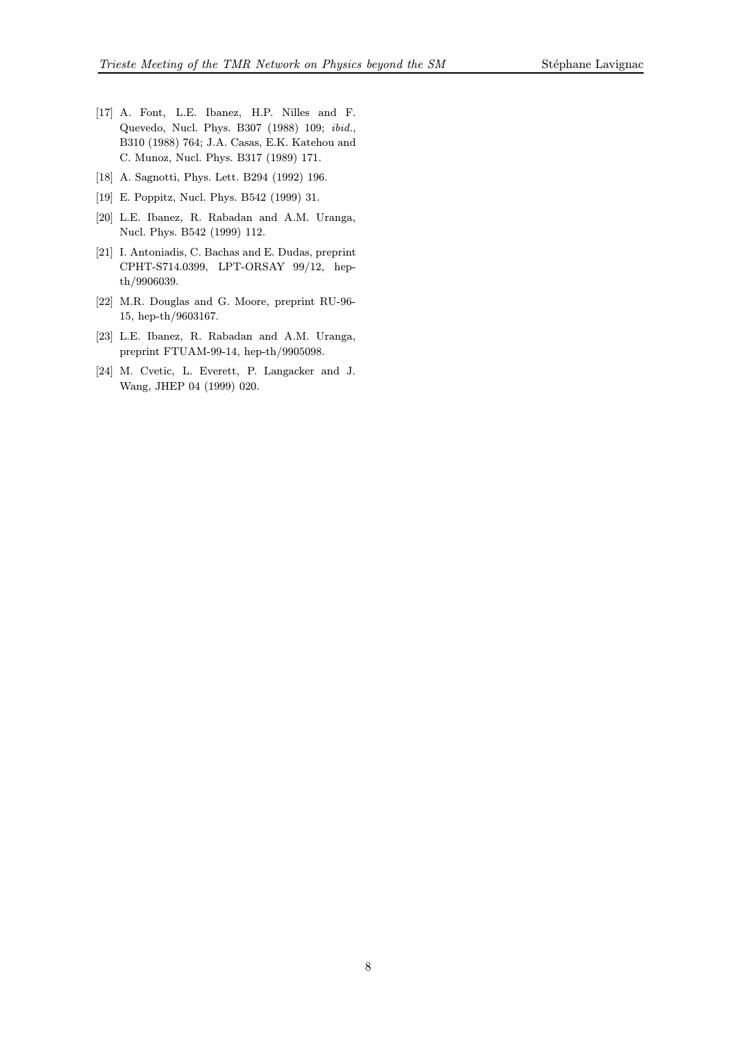[17] A. Font, L.E. Ibanez, H.P. Nilles and F. Quevedo, Nucl. Phys. B307 (1988) 109; *ibid.*, B310 (1988) 764; J.A. Casas, E.K. Katehou and C. Munoz, Nucl. Phys. B317 (1989) 171.

[18] A. Sagnotti, Phys. Lett. B294 (1992) 196.

[19] E. Poppitz, Nucl. Phys. B542 (1999) 31.

[20] L.E. Ibanez, R. Rabadan and A.M. Uranga, Nucl. Phys. B542 (1999) 112.

[21] I. Antoniadis, C. Bachas and E. Dudas, preprint CPHT-S714.0399, LPT-ORSAY 99/12, hep-th/9906039.

[22] M.R. Douglas and G. Moore, preprint RU-96-15, hep-th/9603167.

[23] L.E. Ibanez, R. Rabadan and A.M. Uranga, preprint FTUAM-99-14, hep-th/9905098.

[24] M. Cvetic, L. Everett, P. Langacker and J. Wang, JHEP 04 (1999) 020.